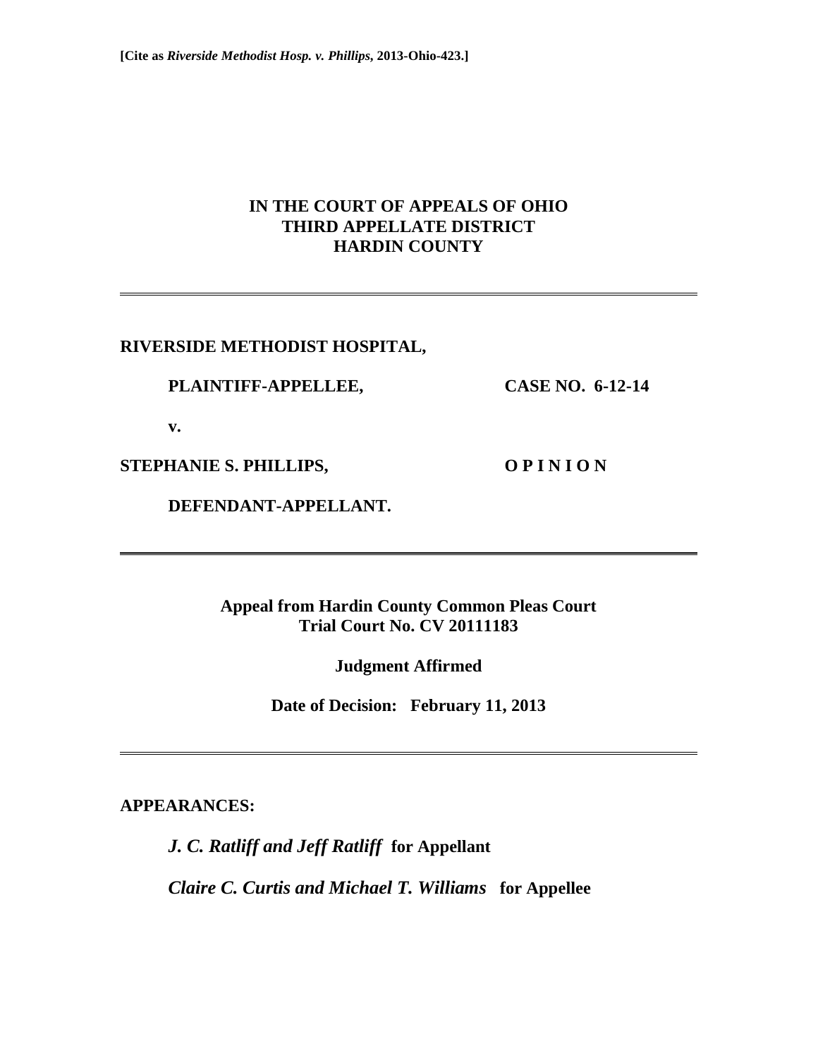**[Cite as *Riverside Methodist Hosp. v. Phillips*, 2013-Ohio-423.]**

**IN THE COURT OF APPEALS OF OHIO**
**THIRD APPELLATE DISTRICT**
**HARDIN COUNTY**

---

**RIVERSIDE METHODIST HOSPITAL,**

**PLAINTIFF-APPELLEE,** **CASE NO. 6-12-14**

**v.**

**STEPHANIE S. PHILLIPS,** **O P I N I O N**

**DEFENDANT-APPELLANT.**

---

**Appeal from Hardin County Common Pleas Court**
**Trial Court No. CV 20111183**

**Judgment Affirmed**

**Date of Decision: February 11, 2013**

---

**APPEARANCES:**

***J. C. Ratliff and Jeff Ratliff*** **for Appellant**

***Claire C. Curtis and Michael T. Williams*** **for Appellee**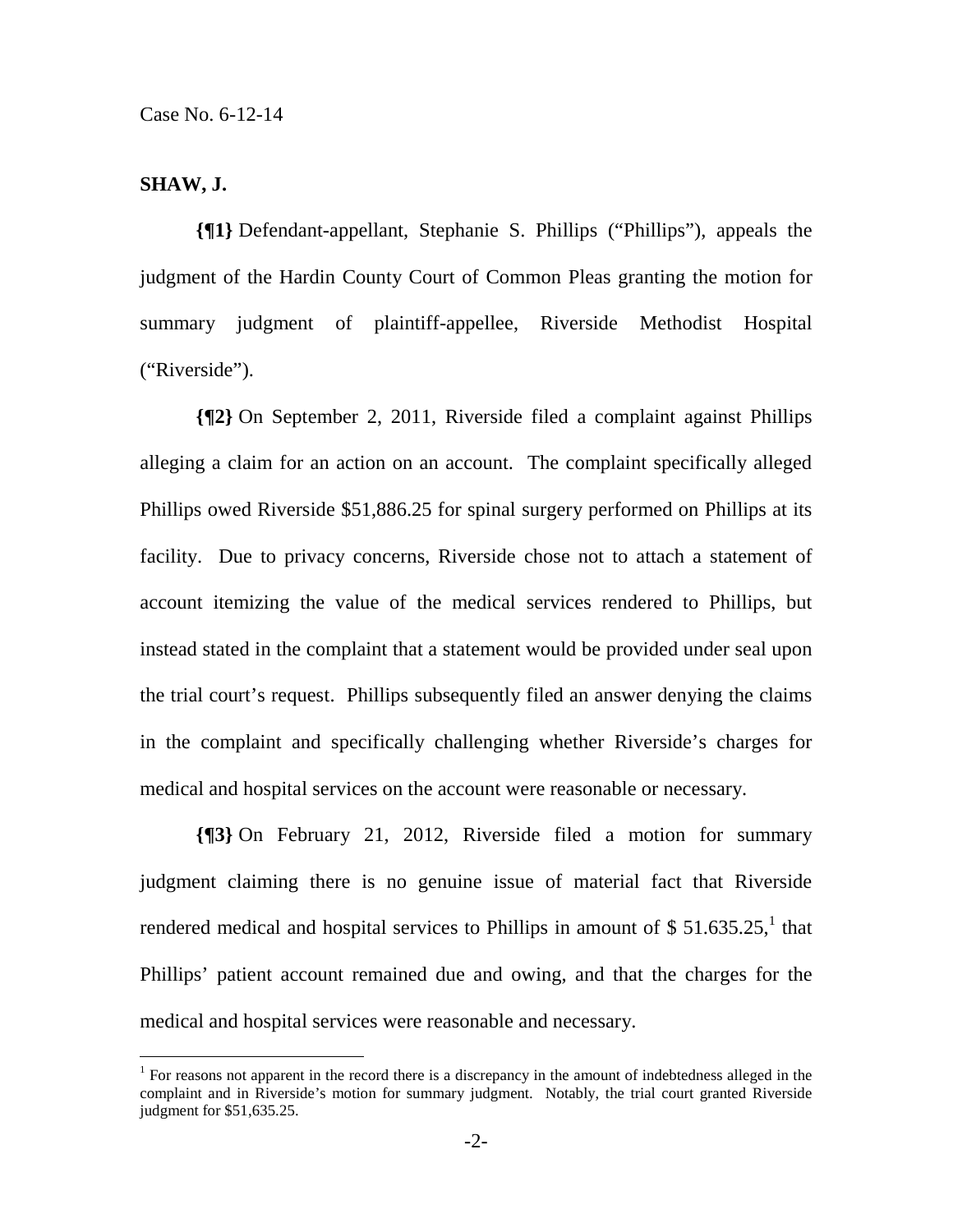Case No. 6-12-14

**SHAW, J.**

**{¶1}** Defendant-appellant, Stephanie S. Phillips ("Phillips"), appeals the judgment of the Hardin County Court of Common Pleas granting the motion for summary judgment of plaintiff-appellee, Riverside Methodist Hospital ("Riverside").

**{¶2}** On September 2, 2011, Riverside filed a complaint against Phillips alleging a claim for an action on an account. The complaint specifically alleged Phillips owed Riverside $51,886.25 for spinal surgery performed on Phillips at its facility. Due to privacy concerns, Riverside chose not to attach a statement of account itemizing the value of the medical services rendered to Phillips, but instead stated in the complaint that a statement would be provided under seal upon the trial court's request. Phillips subsequently filed an answer denying the claims in the complaint and specifically challenging whether Riverside's charges for medical and hospital services on the account were reasonable or necessary.

**{¶3}** On February 21, 2012, Riverside filed a motion for summary judgment claiming there is no genuine issue of material fact that Riverside rendered medical and hospital services to Phillips in amount of $ 51.635.25,[1] that Phillips' patient account remained due and owing, and that the charges for the medical and hospital services were reasonable and necessary.

[1] For reasons not apparent in the record there is a discrepancy in the amount of indebtedness alleged in the complaint and in Riverside's motion for summary judgment. Notably, the trial court granted Riverside judgment for $51,635.25.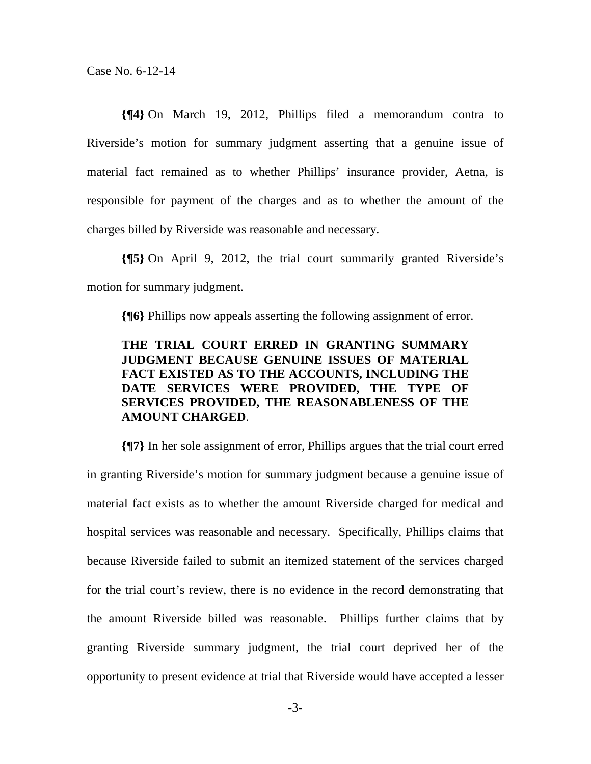**{¶4}** On March 19, 2012, Phillips filed a memorandum contra to Riverside's motion for summary judgment asserting that a genuine issue of material fact remained as to whether Phillips' insurance provider, Aetna, is responsible for payment of the charges and as to whether the amount of the charges billed by Riverside was reasonable and necessary.

**{¶5}** On April 9, 2012, the trial court summarily granted Riverside's motion for summary judgment.

**{¶6}** Phillips now appeals asserting the following assignment of error.

> **THE TRIAL COURT ERRED IN GRANTING SUMMARY JUDGMENT BECAUSE GENUINE ISSUES OF MATERIAL FACT EXISTED AS TO THE ACCOUNTS, INCLUDING THE DATE SERVICES WERE PROVIDED, THE TYPE OF SERVICES PROVIDED, THE REASONABLENESS OF THE AMOUNT CHARGED**.

**{¶7}** In her sole assignment of error, Phillips argues that the trial court erred in granting Riverside's motion for summary judgment because a genuine issue of material fact exists as to whether the amount Riverside charged for medical and hospital services was reasonable and necessary. Specifically, Phillips claims that because Riverside failed to submit an itemized statement of the services charged for the trial court's review, there is no evidence in the record demonstrating that the amount Riverside billed was reasonable. Phillips further claims that by granting Riverside summary judgment, the trial court deprived her of the opportunity to present evidence at trial that Riverside would have accepted a lesser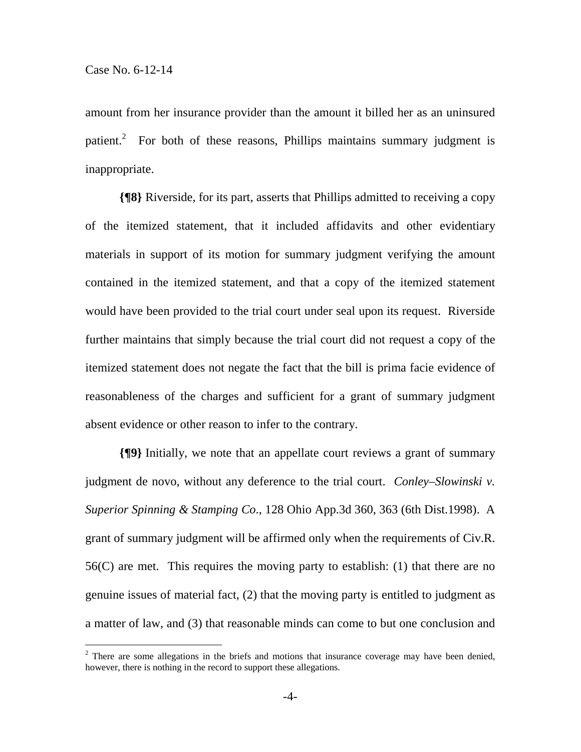amount from her insurance provider than the amount it billed her as an uninsured patient.[2] For both of these reasons, Phillips maintains summary judgment is inappropriate.

**{¶8}** Riverside, for its part, asserts that Phillips admitted to receiving a copy of the itemized statement, that it included affidavits and other evidentiary materials in support of its motion for summary judgment verifying the amount contained in the itemized statement, and that a copy of the itemized statement would have been provided to the trial court under seal upon its request. Riverside further maintains that simply because the trial court did not request a copy of the itemized statement does not negate the fact that the bill is prima facie evidence of reasonableness of the charges and sufficient for a grant of summary judgment absent evidence or other reason to infer to the contrary.

**{¶9}** Initially, we note that an appellate court reviews a grant of summary judgment de novo, without any deference to the trial court. *Conley–Slowinski v. Superior Spinning & Stamping Co.*, 128 Ohio App.3d 360, 363 (6th Dist.1998). A grant of summary judgment will be affirmed only when the requirements of Civ.R. 56(C) are met. This requires the moving party to establish: (1) that there are no genuine issues of material fact, (2) that the moving party is entitled to judgment as a matter of law, and (3) that reasonable minds can come to but one conclusion and

---

[2] There are some allegations in the briefs and motions that insurance coverage may have been denied, however, there is nothing in the record to support these allegations.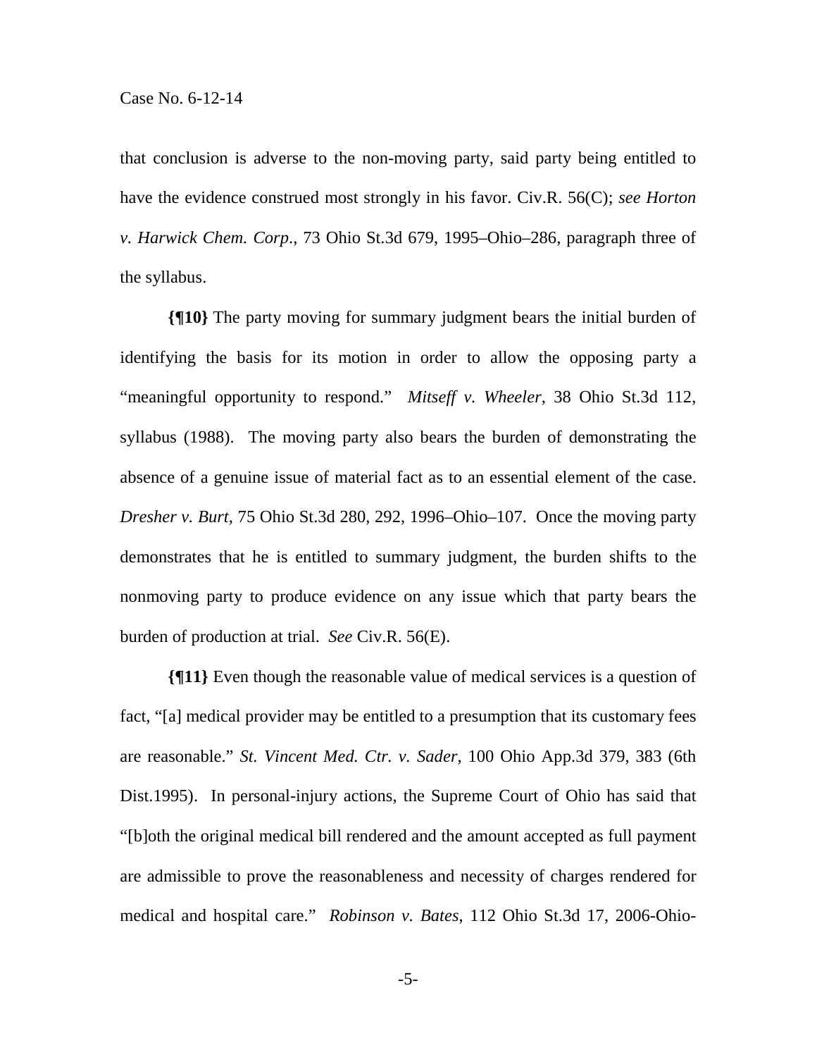that conclusion is adverse to the non-moving party, said party being entitled to have the evidence construed most strongly in his favor. Civ.R. 56(C); *see Horton v. Harwick Chem. Corp.*, 73 Ohio St.3d 679, 1995–Ohio–286, paragraph three of the syllabus.

**{¶10}** The party moving for summary judgment bears the initial burden of identifying the basis for its motion in order to allow the opposing party a "meaningful opportunity to respond." *Mitseff v. Wheeler*, 38 Ohio St.3d 112, syllabus (1988). The moving party also bears the burden of demonstrating the absence of a genuine issue of material fact as to an essential element of the case. *Dresher v. Burt*, 75 Ohio St.3d 280, 292, 1996–Ohio–107. Once the moving party demonstrates that he is entitled to summary judgment, the burden shifts to the nonmoving party to produce evidence on any issue which that party bears the burden of production at trial. *See* Civ.R. 56(E).

**{¶11}** Even though the reasonable value of medical services is a question of fact, "[a] medical provider may be entitled to a presumption that its customary fees are reasonable." *St. Vincent Med. Ctr. v. Sader*, 100 Ohio App.3d 379, 383 (6th Dist.1995). In personal-injury actions, the Supreme Court of Ohio has said that "[b]oth the original medical bill rendered and the amount accepted as full payment are admissible to prove the reasonableness and necessity of charges rendered for medical and hospital care." *Robinson v. Bates*, 112 Ohio St.3d 17, 2006-Ohio-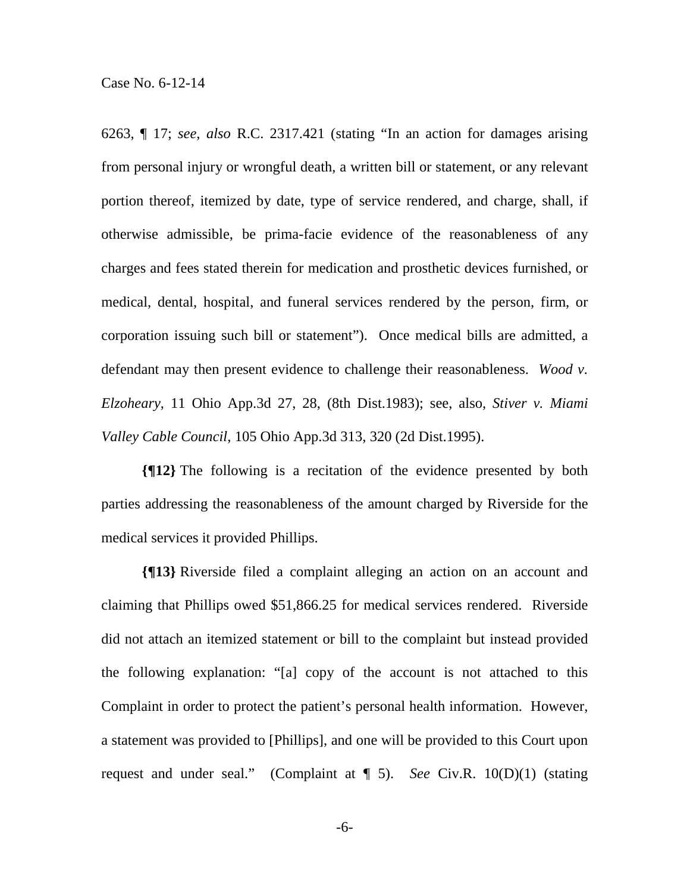6263, ¶ 17; *see, also* R.C. 2317.421 (stating "In an action for damages arising from personal injury or wrongful death, a written bill or statement, or any relevant portion thereof, itemized by date, type of service rendered, and charge, shall, if otherwise admissible, be prima-facie evidence of the reasonableness of any charges and fees stated therein for medication and prosthetic devices furnished, or medical, dental, hospital, and funeral services rendered by the person, firm, or corporation issuing such bill or statement"). Once medical bills are admitted, a defendant may then present evidence to challenge their reasonableness. *Wood v. Elzoheary*, 11 Ohio App.3d 27, 28, (8th Dist.1983); see, also, *Stiver v. Miami Valley Cable Council*, 105 Ohio App.3d 313, 320 (2d Dist.1995).

**{¶12}** The following is a recitation of the evidence presented by both parties addressing the reasonableness of the amount charged by Riverside for the medical services it provided Phillips.

**{¶13}** Riverside filed a complaint alleging an action on an account and claiming that Phillips owed $51,866.25 for medical services rendered. Riverside did not attach an itemized statement or bill to the complaint but instead provided the following explanation: "[a] copy of the account is not attached to this Complaint in order to protect the patient's personal health information. However, a statement was provided to [Phillips], and one will be provided to this Court upon request and under seal." (Complaint at ¶ 5). *See* Civ.R. 10(D)(1) (stating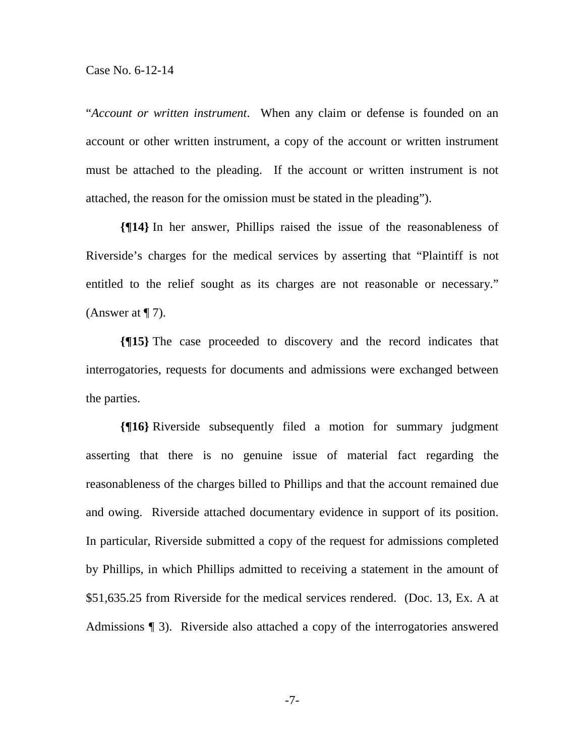"*Account or written instrument*. When any claim or defense is founded on an account or other written instrument, a copy of the account or written instrument must be attached to the pleading. If the account or written instrument is not attached, the reason for the omission must be stated in the pleading").

**{¶14}** In her answer, Phillips raised the issue of the reasonableness of Riverside's charges for the medical services by asserting that "Plaintiff is not entitled to the relief sought as its charges are not reasonable or necessary." (Answer at ¶ 7).

**{¶15}** The case proceeded to discovery and the record indicates that interrogatories, requests for documents and admissions were exchanged between the parties.

**{¶16}** Riverside subsequently filed a motion for summary judgment asserting that there is no genuine issue of material fact regarding the reasonableness of the charges billed to Phillips and that the account remained due and owing. Riverside attached documentary evidence in support of its position. In particular, Riverside submitted a copy of the request for admissions completed by Phillips, in which Phillips admitted to receiving a statement in the amount of $51,635.25 from Riverside for the medical services rendered. (Doc. 13, Ex. A at Admissions ¶ 3). Riverside also attached a copy of the interrogatories answered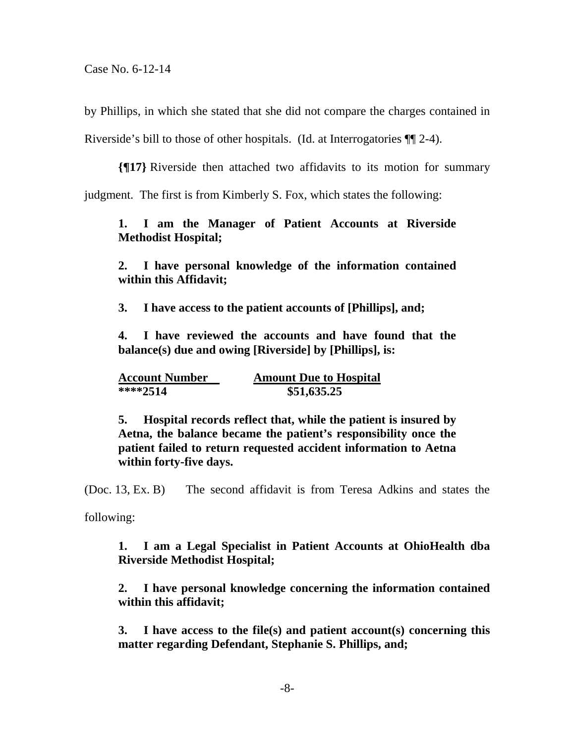by Phillips, in which she stated that she did not compare the charges contained in Riverside's bill to those of other hospitals. (Id. at Interrogatories ¶¶ 2-4).

**{¶17}** Riverside then attached two affidavits to its motion for summary judgment. The first is from Kimberly S. Fox, which states the following:

> **1. I am the Manager of Patient Accounts at Riverside Methodist Hospital;**
>
> **2. I have personal knowledge of the information contained within this Affidavit;**
>
> **3. I have access to the patient accounts of [Phillips], and;**
>
> **4. I have reviewed the accounts and have found that the balance(s) due and owing [Riverside] by [Phillips], is:**
>
> | **Account Number** | **Amount Due to Hospital** |
> |---|---|
> | **\*\*\*\*2514** | **$51,635.25** |
>
> **5. Hospital records reflect that, while the patient is insured by Aetna, the balance became the patient's responsibility once the patient failed to return requested accident information to Aetna within forty-five days.**

(Doc. 13, Ex. B) The second affidavit is from Teresa Adkins and states the following:

> **1. I am a Legal Specialist in Patient Accounts at OhioHealth dba Riverside Methodist Hospital;**
>
> **2. I have personal knowledge concerning the information contained within this affidavit;**
>
> **3. I have access to the file(s) and patient account(s) concerning this matter regarding Defendant, Stephanie S. Phillips, and;**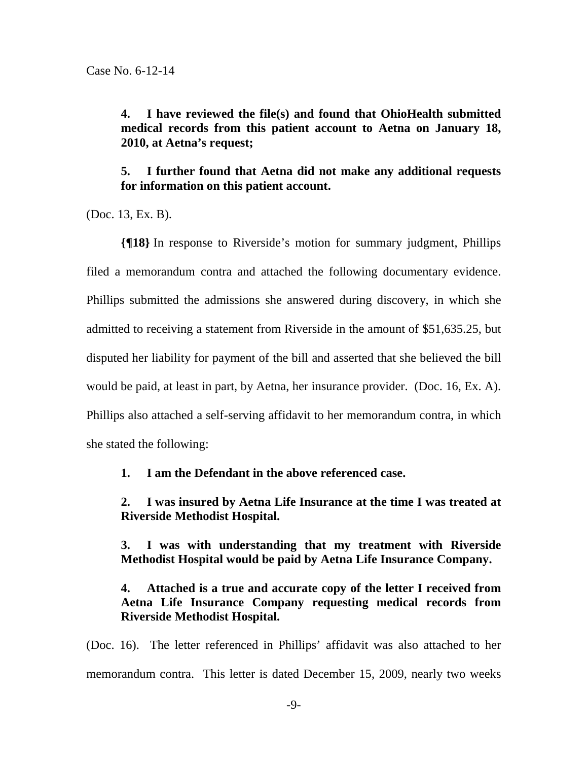**4. I have reviewed the file(s) and found that OhioHealth submitted medical records from this patient account to Aetna on January 18, 2010, at Aetna's request;**

**5. I further found that Aetna did not make any additional requests for information on this patient account.**

(Doc. 13, Ex. B).

**{¶18}** In response to Riverside's motion for summary judgment, Phillips filed a memorandum contra and attached the following documentary evidence. Phillips submitted the admissions she answered during discovery, in which she admitted to receiving a statement from Riverside in the amount of $51,635.25, but disputed her liability for payment of the bill and asserted that she believed the bill would be paid, at least in part, by Aetna, her insurance provider. (Doc. 16, Ex. A). Phillips also attached a self-serving affidavit to her memorandum contra, in which she stated the following:

**1. I am the Defendant in the above referenced case.**

**2. I was insured by Aetna Life Insurance at the time I was treated at Riverside Methodist Hospital.**

**3. I was with understanding that my treatment with Riverside Methodist Hospital would be paid by Aetna Life Insurance Company.**

**4. Attached is a true and accurate copy of the letter I received from Aetna Life Insurance Company requesting medical records from Riverside Methodist Hospital.**

(Doc. 16). The letter referenced in Phillips' affidavit was also attached to her memorandum contra. This letter is dated December 15, 2009, nearly two weeks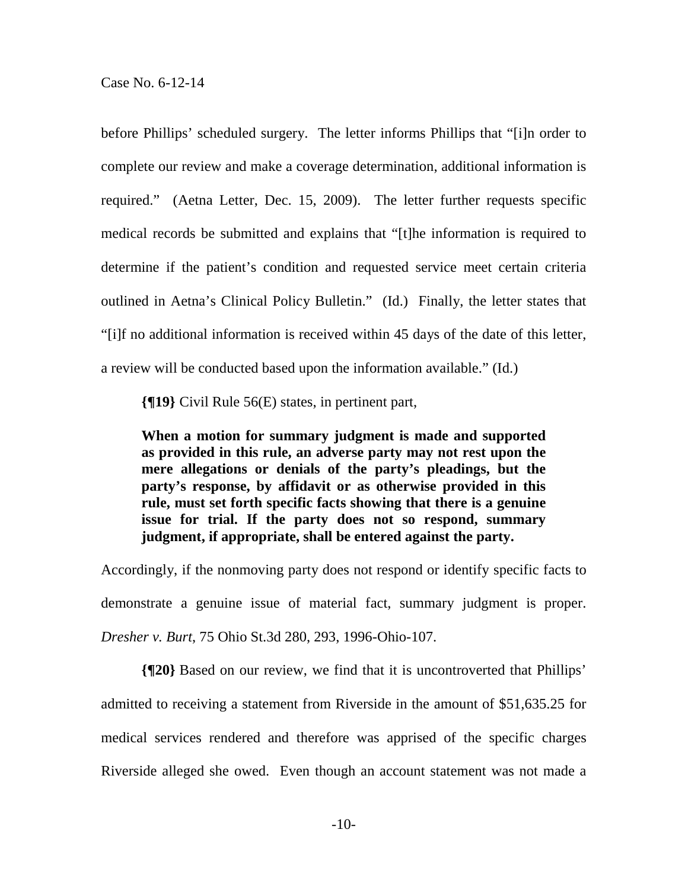before Phillips' scheduled surgery. The letter informs Phillips that "[i]n order to complete our review and make a coverage determination, additional information is required." (Aetna Letter, Dec. 15, 2009). The letter further requests specific medical records be submitted and explains that "[t]he information is required to determine if the patient's condition and requested service meet certain criteria outlined in Aetna's Clinical Policy Bulletin." (Id.) Finally, the letter states that "[i]f no additional information is received within 45 days of the date of this letter, a review will be conducted based upon the information available." (Id.)

**{¶19}** Civil Rule 56(E) states, in pertinent part,

> **When a motion for summary judgment is made and supported as provided in this rule, an adverse party may not rest upon the mere allegations or denials of the party's pleadings, but the party's response, by affidavit or as otherwise provided in this rule, must set forth specific facts showing that there is a genuine issue for trial. If the party does not so respond, summary judgment, if appropriate, shall be entered against the party.**

Accordingly, if the nonmoving party does not respond or identify specific facts to demonstrate a genuine issue of material fact, summary judgment is proper. *Dresher v. Burt*, 75 Ohio St.3d 280, 293, 1996-Ohio-107.

**{¶20}** Based on our review, we find that it is uncontroverted that Phillips' admitted to receiving a statement from Riverside in the amount of $51,635.25 for medical services rendered and therefore was apprised of the specific charges Riverside alleged she owed. Even though an account statement was not made a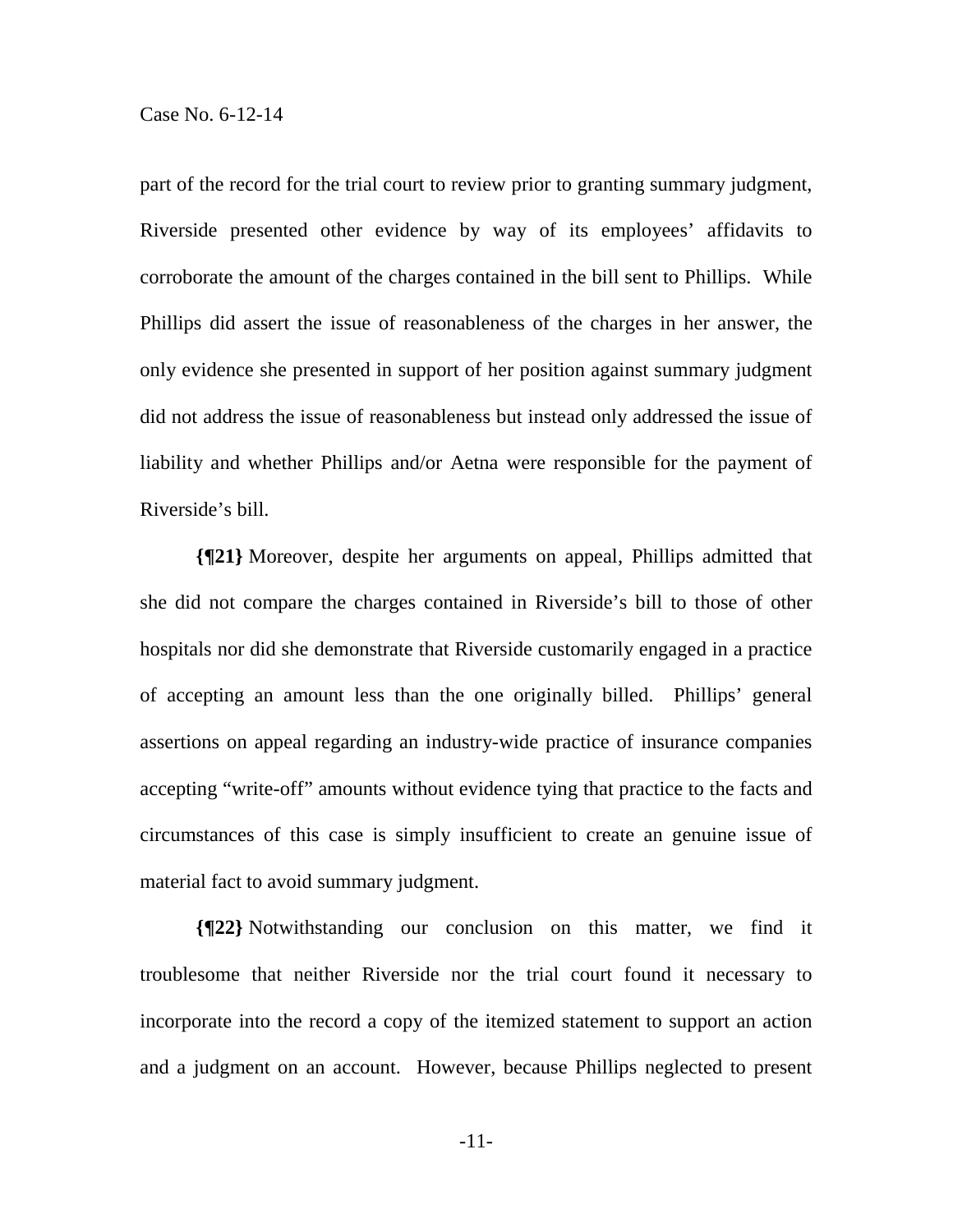part of the record for the trial court to review prior to granting summary judgment, Riverside presented other evidence by way of its employees' affidavits to corroborate the amount of the charges contained in the bill sent to Phillips. While Phillips did assert the issue of reasonableness of the charges in her answer, the only evidence she presented in support of her position against summary judgment did not address the issue of reasonableness but instead only addressed the issue of liability and whether Phillips and/or Aetna were responsible for the payment of Riverside's bill.

**{¶21}** Moreover, despite her arguments on appeal, Phillips admitted that she did not compare the charges contained in Riverside's bill to those of other hospitals nor did she demonstrate that Riverside customarily engaged in a practice of accepting an amount less than the one originally billed. Phillips' general assertions on appeal regarding an industry-wide practice of insurance companies accepting "write-off" amounts without evidence tying that practice to the facts and circumstances of this case is simply insufficient to create an genuine issue of material fact to avoid summary judgment.

**{¶22}** Notwithstanding our conclusion on this matter, we find it troublesome that neither Riverside nor the trial court found it necessary to incorporate into the record a copy of the itemized statement to support an action and a judgment on an account. However, because Phillips neglected to present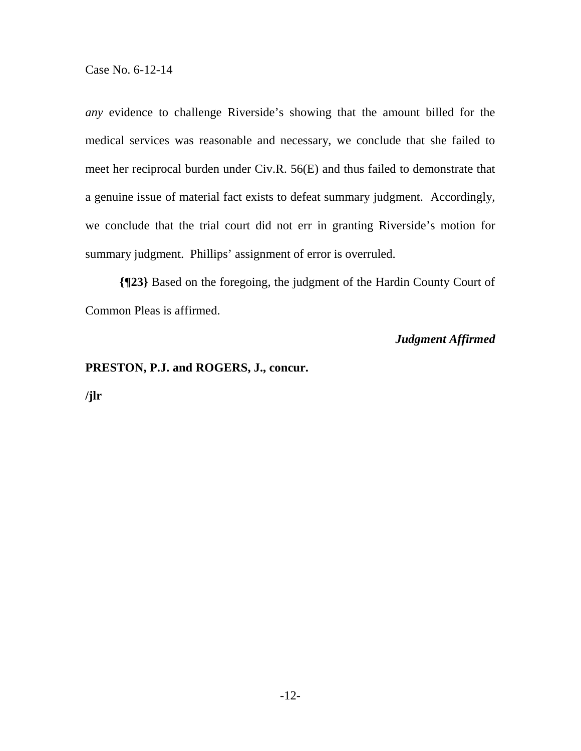*any* evidence to challenge Riverside's showing that the amount billed for the medical services was reasonable and necessary, we conclude that she failed to meet her reciprocal burden under Civ.R. 56(E) and thus failed to demonstrate that a genuine issue of material fact exists to defeat summary judgment. Accordingly, we conclude that the trial court did not err in granting Riverside's motion for summary judgment. Phillips' assignment of error is overruled.

**{¶23}** Based on the foregoing, the judgment of the Hardin County Court of Common Pleas is affirmed.

***Judgment Affirmed***

**PRESTON, P.J. and ROGERS, J., concur.**

**/jlr**